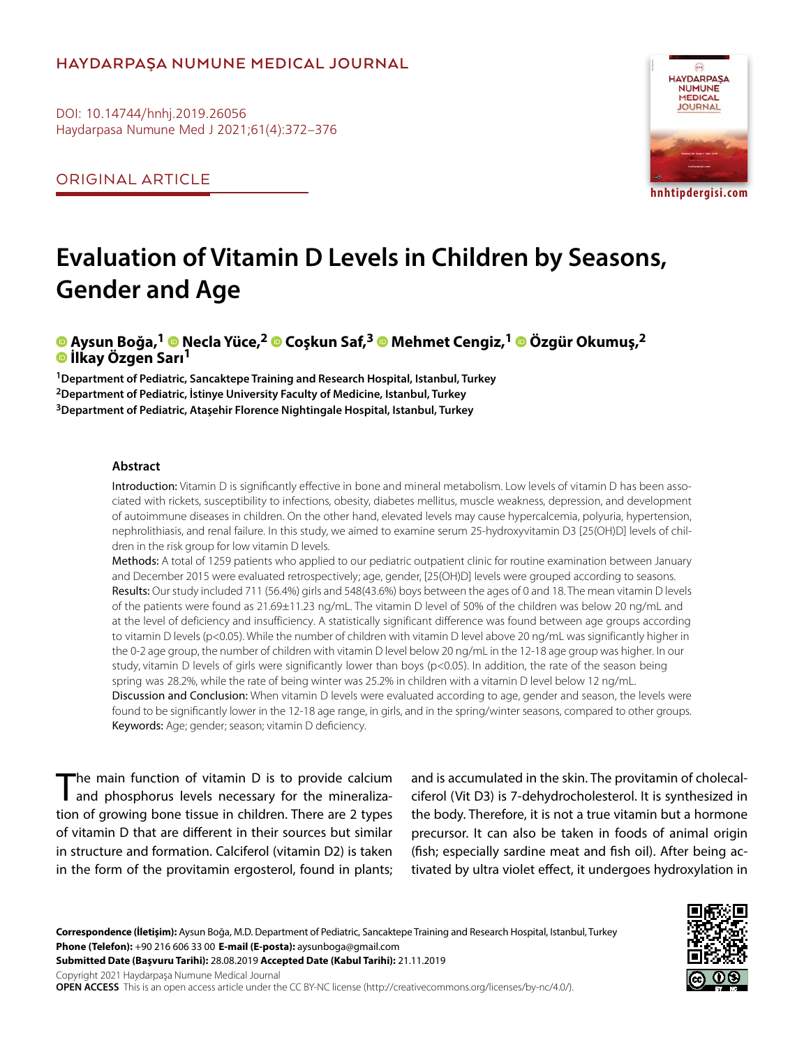HAYDARPAŞA NUMUNE MEDICAL JOURNAL

DOI: 10.14744/hnhj.2019.26056
Haydarpasa Numune Med J 2021;61(4):372–376

ORIGINAL ARTICLE

hnhtipdergisi.com

# Evaluation of Vitamin D Levels in Children by Seasons, Gender and Age

**Aysun Boğa,[1] Necla Yüce,[2] Coşkun Saf,[3] Mehmet Cengiz,[1] Özgür Okumuş,[2] İlkay Özgen Sarı[1]**

[1]Department of Pediatric, Sancaktepe Training and Research Hospital, Istanbul, Turkey
[2]Department of Pediatric, İstinye University Faculty of Medicine, Istanbul, Turkey
[3]Department of Pediatric, Ataşehir Florence Nightingale Hospital, Istanbul, Turkey

## Abstract

Introduction: Vitamin D is significantly effective in bone and mineral metabolism. Low levels of vitamin D has been associated with rickets, susceptibility to infections, obesity, diabetes mellitus, muscle weakness, depression, and development of autoimmune diseases in children. On the other hand, elevated levels may cause hypercalcemia, polyuria, hypertension, nephrolithiasis, and renal failure. In this study, we aimed to examine serum 25-hydroxyvitamin D3 [25(OH)D] levels of children in the risk group for low vitamin D levels.

Methods: A total of 1259 patients who applied to our pediatric outpatient clinic for routine examination between January and December 2015 were evaluated retrospectively; age, gender, [25(OH)D] levels were grouped according to seasons.

Results: Our study included 711 (56.4%) girls and 548(43.6%) boys between the ages of 0 and 18. The mean vitamin D levels of the patients were found as 21.69±11.23 ng/mL. The vitamin D level of 50% of the children was below 20 ng/mL and at the level of deficiency and insufficiency. A statistically significant difference was found between age groups according to vitamin D levels ($p<0.05$). While the number of children with vitamin D level above 20 ng/mL was significantly higher in the 0-2 age group, the number of children with vitamin D level below 20 ng/mL in the 12-18 age group was higher. In our study, vitamin D levels of girls were significantly lower than boys ($p<0.05$). In addition, the rate of the season being spring was 28.2%, while the rate of being winter was 25.2% in children with a vitamin D level below 12 ng/mL.

Discussion and Conclusion: When vitamin D levels were evaluated according to age, gender and season, the levels were found to be significantly lower in the 12-18 age range, in girls, and in the spring/winter seasons, compared to other groups.

Keywords: Age; gender; season; vitamin D deficiency.

The main function of vitamin D is to provide calcium and phosphorus levels necessary for the mineralization of growing bone tissue in children. There are 2 types of vitamin D that are different in their sources but similar in structure and formation. Calciferol (vitamin D2) is taken in the form of the provitamin ergosterol, found in plants; and is accumulated in the skin. The provitamin of cholecalciferol (Vit D3) is 7-dehydrocholesterol. It is synthesized in the body. Therefore, it is not a true vitamin but a hormone precursor. It can also be taken in foods of animal origin (fish; especially sardine meat and fish oil). After being activated by ultra violet effect, it undergoes hydroxylation in

**Correspondence (İletişim):** Aysun Boğa, M.D. Department of Pediatric, Sancaktepe Training and Research Hospital, Istanbul, Turkey
**Phone (Telefon):** +90 216 606 33 00 **E-mail (E-posta):** aysunboga@gmail.com
**Submitted Date (Başvuru Tarihi):** 28.08.2019 **Accepted Date (Kabul Tarihi):** 21.11.2019
Copyright 2021 Haydarpaşa Numune Medical Journal
**OPEN ACCESS** This is an open access article under the CC BY-NC license (http://creativecommons.org/licenses/by-nc/4.0/).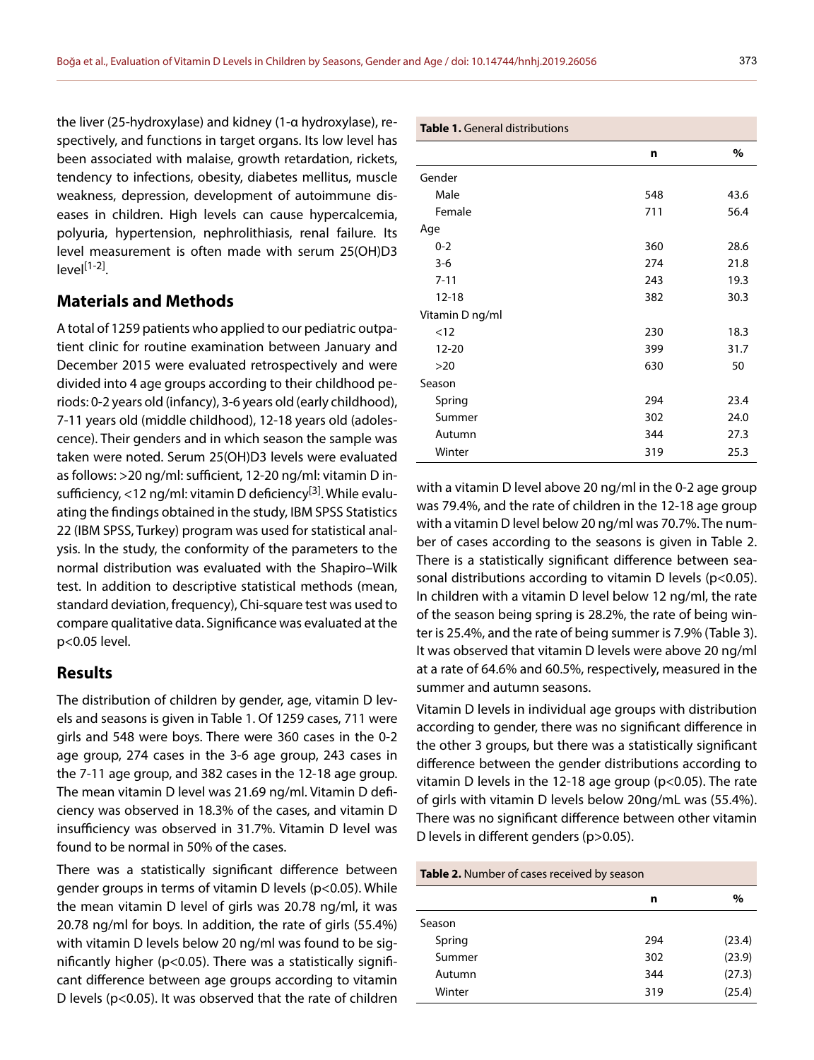the liver (25-hydroxylase) and kidney (1-α hydroxylase), respectively, and functions in target organs. Its low level has been associated with malaise, growth retardation, rickets, tendency to infections, obesity, diabetes mellitus, muscle weakness, depression, development of autoimmune diseases in children. High levels can cause hypercalcemia, polyuria, hypertension, nephrolithiasis, renal failure. Its level measurement is often made with serum 25(OH)D3 level[1-2].

## Materials and Methods

A total of 1259 patients who applied to our pediatric outpatient clinic for routine examination between January and December 2015 were evaluated retrospectively and were divided into 4 age groups according to their childhood periods: 0-2 years old (infancy), 3-6 years old (early childhood), 7-11 years old (middle childhood), 12-18 years old (adolescence). Their genders and in which season the sample was taken were noted. Serum 25(OH)D3 levels were evaluated as follows: >20 ng/ml: sufficient, 12-20 ng/ml: vitamin D insufficiency, <12 ng/ml: vitamin D deficiency[3]. While evaluating the findings obtained in the study, IBM SPSS Statistics 22 (IBM SPSS, Turkey) program was used for statistical analysis. In the study, the conformity of the parameters to the normal distribution was evaluated with the Shapiro–Wilk test. In addition to descriptive statistical methods (mean, standard deviation, frequency), Chi-square test was used to compare qualitative data. Significance was evaluated at the $p<0.05$ level.

## Results

The distribution of children by gender, age, vitamin D levels and seasons is given in Table 1. Of 1259 cases, 711 were girls and 548 were boys. There were 360 cases in the 0-2 age group, 274 cases in the 3-6 age group, 243 cases in the 7-11 age group, and 382 cases in the 12-18 age group. The mean vitamin D level was 21.69 ng/ml. Vitamin D deficiency was observed in 18.3% of the cases, and vitamin D insufficiency was observed in 31.7%. Vitamin D level was found to be normal in 50% of the cases.

There was a statistically significant difference between gender groups in terms of vitamin D levels ($p<0.05$). While the mean vitamin D level of girls was 20.78 ng/ml, it was 20.78 ng/ml for boys. In addition, the rate of girls (55.4%) with vitamin D levels below 20 ng/ml was found to be significantly higher ($p<0.05$). There was a statistically significant difference between age groups according to vitamin D levels ($p<0.05$). It was observed that the rate of children with a vitamin D level above 20 ng/ml in the 0-2 age group was 79.4%, and the rate of children in the 12-18 age group with a vitamin D level below 20 ng/ml was 70.7%. The number of cases according to the seasons is given in Table 2. There is a statistically significant difference between seasonal distributions according to vitamin D levels ($p<0.05$). In children with a vitamin D level below 12 ng/ml, the rate of the season being spring is 28.2%, the rate of being winter is 25.4%, and the rate of being summer is 7.9% (Table 3). It was observed that vitamin D levels were above 20 ng/ml at a rate of 64.6% and 60.5%, respectively, measured in the summer and autumn seasons.

Vitamin D levels in individual age groups with distribution according to gender, there was no significant difference in the other 3 groups, but there was a statistically significant difference between the gender distributions according to vitamin D levels in the 12-18 age group ($p<0.05$). The rate of girls with vitamin D levels below 20ng/mL was (55.4%). There was no significant difference between other vitamin D levels in different genders ($p>0.05$).

**Table 1.** General distributions

| | n | % |
|---|---|---|
| Gender | | |
| Male | 548 | 43.6 |
| Female | 711 | 56.4 |
| Age | | |
| 0-2 | 360 | 28.6 |
| 3-6 | 274 | 21.8 |
| 7-11 | 243 | 19.3 |
| 12-18 | 382 | 30.3 |
| Vitamin D ng/ml | | |
| <12 | 230 | 18.3 |
| 12-20 | 399 | 31.7 |
| >20 | 630 | 50 |
| Season | | |
| Spring | 294 | 23.4 |
| Summer | 302 | 24.0 |
| Autumn | 344 | 27.3 |
| Winter | 319 | 25.3 |

**Table 2.** Number of cases received by season

| | n | % |
|---|---|---|
| Season | | |
| Spring | 294 | (23.4) |
| Summer | 302 | (23.9) |
| Autumn | 344 | (27.3) |
| Winter | 319 | (25.4) |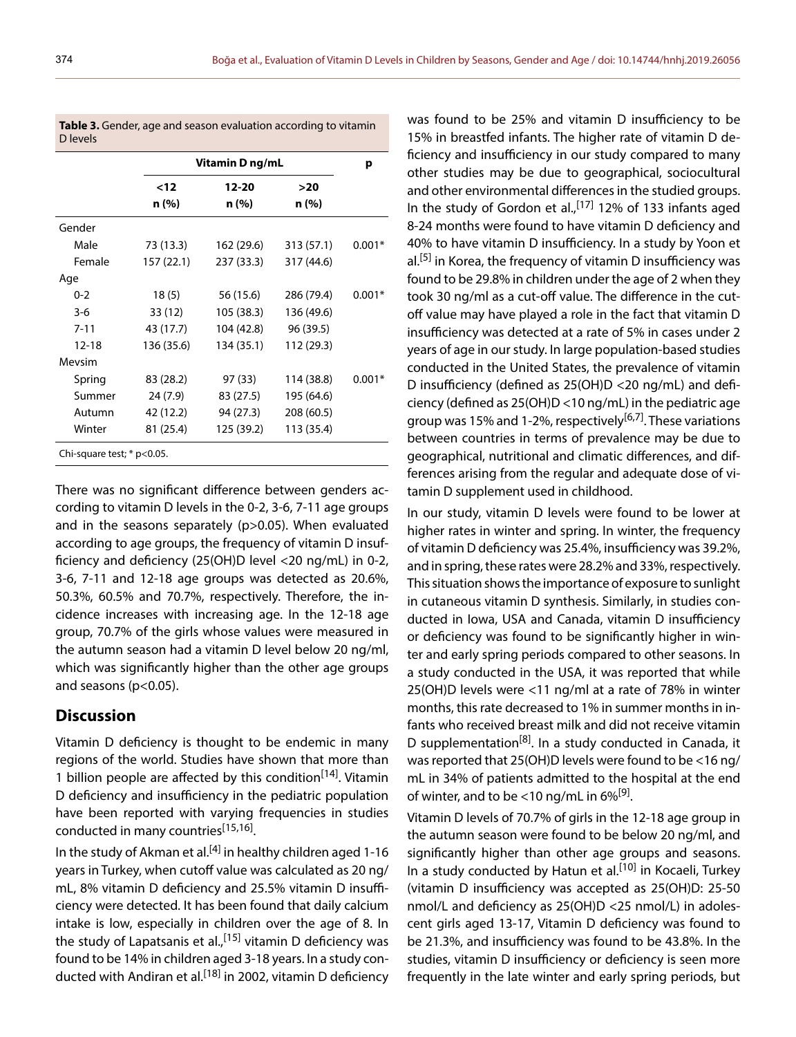**Table 3.** Gender, age and season evaluation according to vitamin D levels

| | Vitamin D ng/mL | | | p |
|---|---|---|---|---|
| | <12 n (%) | 12-20 n (%) | >20 n (%) | |
| Gender | | | | |
| Male | 73 (13.3) | 162 (29.6) | 313 (57.1) | 0.001* |
| Female | 157 (22.1) | 237 (33.3) | 317 (44.6) | |
| Age | | | | |
| 0-2 | 18 (5) | 56 (15.6) | 286 (79.4) | 0.001* |
| 3-6 | 33 (12) | 105 (38.3) | 136 (49.6) | |
| 7-11 | 43 (17.7) | 104 (42.8) | 96 (39.5) | |
| 12-18 | 136 (35.6) | 134 (35.1) | 112 (29.3) | |
| Mevsim | | | | |
| Spring | 83 (28.2) | 97 (33) | 114 (38.8) | 0.001* |
| Summer | 24 (7.9) | 83 (27.5) | 195 (64.6) | |
| Autumn | 42 (12.2) | 94 (27.3) | 208 (60.5) | |
| Winter | 81 (25.4) | 125 (39.2) | 113 (35.4) | |

Chi-square test; * $p<0.05$.

There was no significant difference between genders according to vitamin D levels in the 0-2, 3-6, 7-11 age groups and in the seasons separately ($p>0.05$). When evaluated according to age groups, the frequency of vitamin D insufficiency and deficiency (25(OH)D level <20 ng/mL) in 0-2, 3-6, 7-11 and 12-18 age groups was detected as 20.6%, 50.3%, 60.5% and 70.7%, respectively. Therefore, the incidence increases with increasing age. In the 12-18 age group, 70.7% of the girls whose values were measured in the autumn season had a vitamin D level below 20 ng/ml, which was significantly higher than the other age groups and seasons ($p<0.05$).

## Discussion

Vitamin D deficiency is thought to be endemic in many regions of the world. Studies have shown that more than 1 billion people are affected by this condition[14]. Vitamin D deficiency and insufficiency in the pediatric population have been reported with varying frequencies in studies conducted in many countries[15,16].

In the study of Akman et al.[4] in healthy children aged 1-16 years in Turkey, when cutoff value was calculated as 20 ng/mL, 8% vitamin D deficiency and 25.5% vitamin D insufficiency were detected. It has been found that daily calcium intake is low, especially in children over the age of 8. In the study of Lapatsanis et al.,[15] vitamin D deficiency was found to be 14% in children aged 3-18 years. In a study conducted with Andiran et al.[18] in 2002, vitamin D deficiency was found to be 25% and vitamin D insufficiency to be 15% in breastfed infants. The higher rate of vitamin D deficiency and insufficiency in our study compared to many other studies may be due to geographical, sociocultural and other environmental differences in the studied groups. In the study of Gordon et al.,[17] 12% of 133 infants aged 8-24 months were found to have vitamin D deficiency and 40% to have vitamin D insufficiency. In a study by Yoon et al.[5] in Korea, the frequency of vitamin D insufficiency was found to be 29.8% in children under the age of 2 when they took 30 ng/ml as a cut-off value. The difference in the cut-off value may have played a role in the fact that vitamin D insufficiency was detected at a rate of 5% in cases under 2 years of age in our study. In large population-based studies conducted in the United States, the prevalence of vitamin D insufficiency (defined as 25(OH)D <20 ng/mL) and deficiency (defined as 25(OH)D <10 ng/mL) in the pediatric age group was 15% and 1-2%, respectively[6,7]. These variations between countries in terms of prevalence may be due to geographical, nutritional and climatic differences, and differences arising from the regular and adequate dose of vitamin D supplement used in childhood.

In our study, vitamin D levels were found to be lower at higher rates in winter and spring. In winter, the frequency of vitamin D deficiency was 25.4%, insufficiency was 39.2%, and in spring, these rates were 28.2% and 33%, respectively. This situation shows the importance of exposure to sunlight in cutaneous vitamin D synthesis. Similarly, in studies conducted in Iowa, USA and Canada, vitamin D insufficiency or deficiency was found to be significantly higher in winter and early spring periods compared to other seasons. In a study conducted in the USA, it was reported that while 25(OH)D levels were <11 ng/ml at a rate of 78% in winter months, this rate decreased to 1% in summer months in infants who received breast milk and did not receive vitamin D supplementation[8]. In a study conducted in Canada, it was reported that 25(OH)D levels were found to be <16 ng/mL in 34% of patients admitted to the hospital at the end of winter, and to be <10 ng/mL in 6%[9].

Vitamin D levels of 70.7% of girls in the 12-18 age group in the autumn season were found to be below 20 ng/ml, and significantly higher than other age groups and seasons. In a study conducted by Hatun et al.[10] in Kocaeli, Turkey (vitamin D insufficiency was accepted as 25(OH)D: 25-50 nmol/L and deficiency as 25(OH)D <25 nmol/L) in adolescent girls aged 13-17, Vitamin D deficiency was found to be 21.3%, and insufficiency was found to be 43.8%. In the studies, vitamin D insufficiency or deficiency is seen more frequently in the late winter and early spring periods, but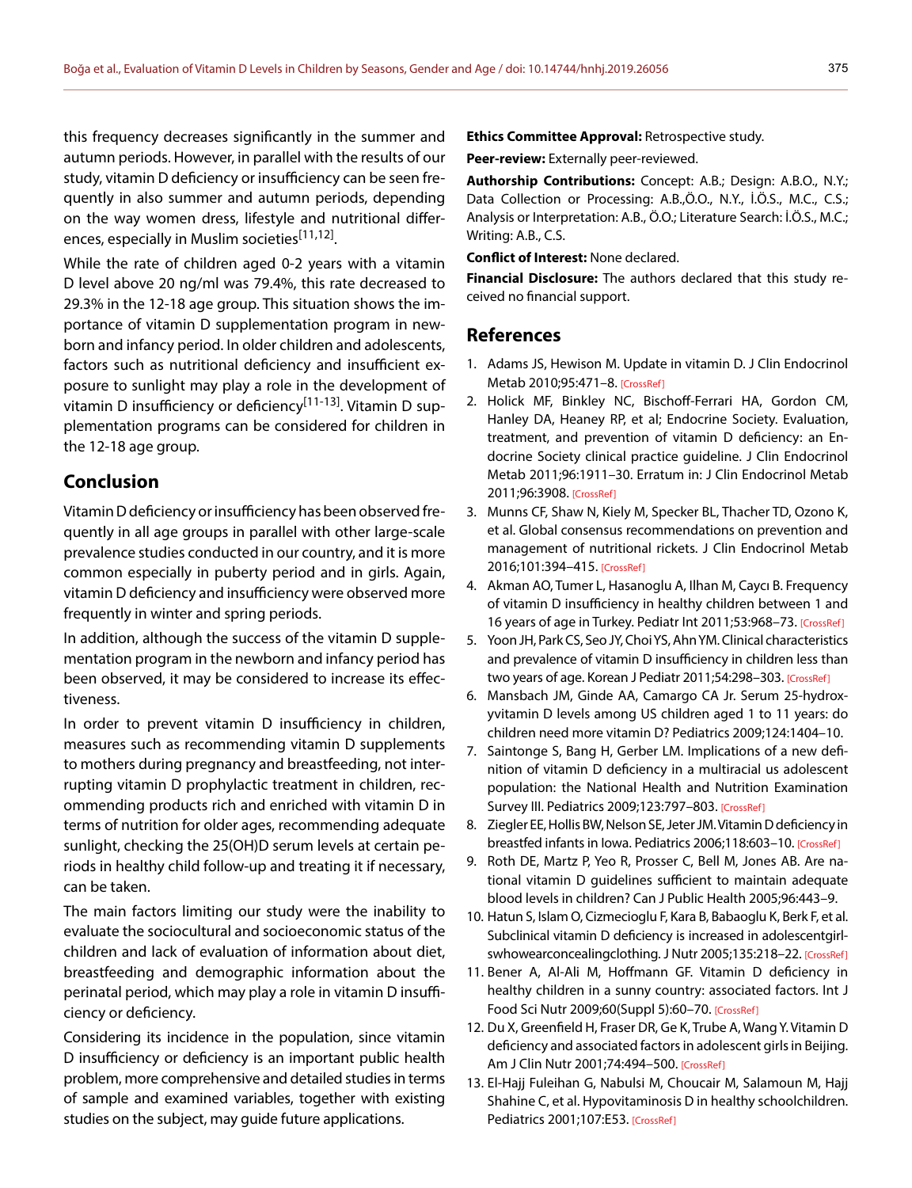this frequency decreases significantly in the summer and autumn periods. However, in parallel with the results of our study, vitamin D deficiency or insufficiency can be seen frequently in also summer and autumn periods, depending on the way women dress, lifestyle and nutritional differences, especially in Muslim societies[11,12].

While the rate of children aged 0-2 years with a vitamin D level above 20 ng/ml was 79.4%, this rate decreased to 29.3% in the 12-18 age group. This situation shows the importance of vitamin D supplementation program in newborn and infancy period. In older children and adolescents, factors such as nutritional deficiency and insufficient exposure to sunlight may play a role in the development of vitamin D insufficiency or deficiency[11-13]. Vitamin D supplementation programs can be considered for children in the 12-18 age group.

## Conclusion

Vitamin D deficiency or insufficiency has been observed frequently in all age groups in parallel with other large-scale prevalence studies conducted in our country, and it is more common especially in puberty period and in girls. Again, vitamin D deficiency and insufficiency were observed more frequently in winter and spring periods.

In addition, although the success of the vitamin D supplementation program in the newborn and infancy period has been observed, it may be considered to increase its effectiveness.

In order to prevent vitamin D insufficiency in children, measures such as recommending vitamin D supplements to mothers during pregnancy and breastfeeding, not interrupting vitamin D prophylactic treatment in children, recommending products rich and enriched with vitamin D in terms of nutrition for older ages, recommending adequate sunlight, checking the 25(OH)D serum levels at certain periods in healthy child follow-up and treating it if necessary, can be taken.

The main factors limiting our study were the inability to evaluate the sociocultural and socioeconomic status of the children and lack of evaluation of information about diet, breastfeeding and demographic information about the perinatal period, which may play a role in vitamin D insufficiency or deficiency.

Considering its incidence in the population, since vitamin D insufficiency or deficiency is an important public health problem, more comprehensive and detailed studies in terms of sample and examined variables, together with existing studies on the subject, may guide future applications.

**Ethics Committee Approval:** Retrospective study.

**Peer-review:** Externally peer-reviewed.

**Authorship Contributions:** Concept: A.B.; Design: A.B.O., N.Y.; Data Collection or Processing: A.B.,Ö.O., N.Y., İ.Ö.S., M.C., C.S.; Analysis or Interpretation: A.B., Ö.O.; Literature Search: İ.Ö.S., M.C.; Writing: A.B., C.S.

**Conflict of Interest:** None declared.

**Financial Disclosure:** The authors declared that this study received no financial support.

## References

1. Adams JS, Hewison M. Update in vitamin D. J Clin Endocrinol Metab 2010;95:471–8. [CrossRef]
2. Holick MF, Binkley NC, Bischoff-Ferrari HA, Gordon CM, Hanley DA, Heaney RP, et al; Endocrine Society. Evaluation, treatment, and prevention of vitamin D deficiency: an Endocrine Society clinical practice guideline. J Clin Endocrinol Metab 2011;96:1911–30. Erratum in: J Clin Endocrinol Metab 2011;96:3908. [CrossRef]
3. Munns CF, Shaw N, Kiely M, Specker BL, Thacher TD, Ozono K, et al. Global consensus recommendations on prevention and management of nutritional rickets. J Clin Endocrinol Metab 2016;101:394–415. [CrossRef]
4. Akman AO, Tumer L, Hasanoglu A, Ilhan M, Caycı B. Frequency of vitamin D insufficiency in healthy children between 1 and 16 years of age in Turkey. Pediatr Int 2011;53:968–73. [CrossRef]
5. Yoon JH, Park CS, Seo JY, Choi YS, Ahn YM. Clinical characteristics and prevalence of vitamin D insufficiency in children less than two years of age. Korean J Pediatr 2011;54:298–303. [CrossRef]
6. Mansbach JM, Ginde AA, Camargo CA Jr. Serum 25-hydroxyvitamin D levels among US children aged 1 to 11 years: do children need more vitamin D? Pediatrics 2009;124:1404–10.
7. Saintonge S, Bang H, Gerber LM. Implications of a new definition of vitamin D deficiency in a multiracial us adolescent population: the National Health and Nutrition Examination Survey III. Pediatrics 2009;123:797–803. [CrossRef]
8. Ziegler EE, Hollis BW, Nelson SE, Jeter JM. Vitamin D deficiency in breastfed infants in Iowa. Pediatrics 2006;118:603–10. [CrossRef]
9. Roth DE, Martz P, Yeo R, Prosser C, Bell M, Jones AB. Are national vitamin D guidelines sufficient to maintain adequate blood levels in children? Can J Public Health 2005;96:443–9.
10. Hatun S, Islam O, Cizmecioglu F, Kara B, Babaoglu K, Berk F, et al. Subclinical vitamin D deficiency is increased in adolescentgirlswhowearconcealingclothing. J Nutr 2005;135:218–22. [CrossRef]
11. Bener A, Al-Ali M, Hoffmann GF. Vitamin D deficiency in healthy children in a sunny country: associated factors. Int J Food Sci Nutr 2009;60(Suppl 5):60–70. [CrossRef]
12. Du X, Greenfield H, Fraser DR, Ge K, Trube A, Wang Y. Vitamin D deficiency and associated factors in adolescent girls in Beijing. Am J Clin Nutr 2001;74:494–500. [CrossRef]
13. El-Hajj Fuleihan G, Nabulsi M, Choucair M, Salamoun M, Hajj Shahine C, et al. Hypovitaminosis D in healthy schoolchildren. Pediatrics 2001;107:E53. [CrossRef]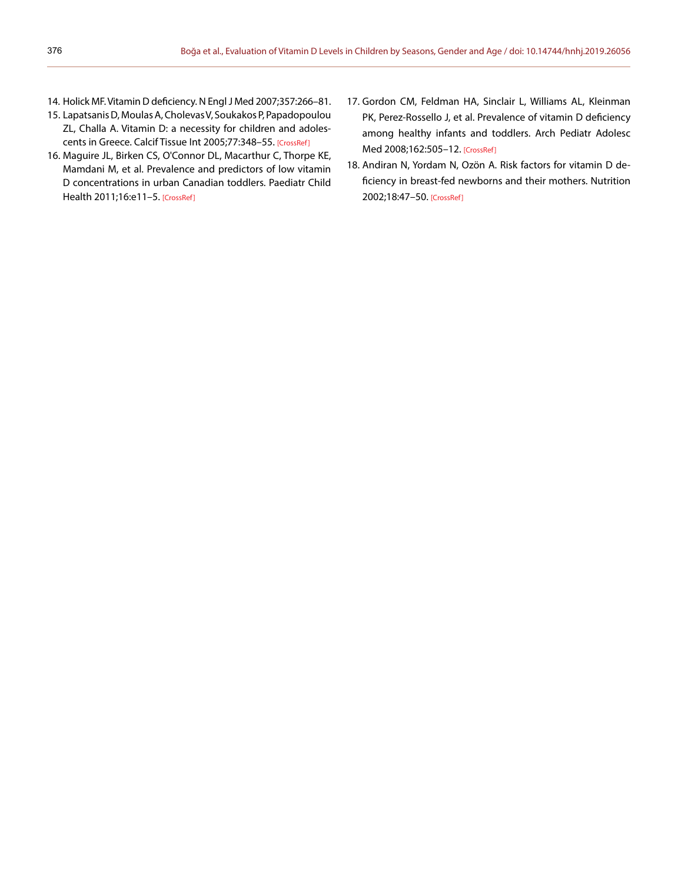14. Holick MF. Vitamin D deficiency. N Engl J Med 2007;357:266–81.
15. Lapatsanis D, Moulas A, Cholevas V, Soukakos P, Papadopoulou ZL, Challa A. Vitamin D: a necessity for children and adolescents in Greece. Calcif Tissue Int 2005;77:348–55. [CrossRef]
16. Maguire JL, Birken CS, O'Connor DL, Macarthur C, Thorpe KE, Mamdani M, et al. Prevalence and predictors of low vitamin D concentrations in urban Canadian toddlers. Paediatr Child Health 2011;16:e11–5. [CrossRef]
17. Gordon CM, Feldman HA, Sinclair L, Williams AL, Kleinman PK, Perez-Rossello J, et al. Prevalence of vitamin D deficiency among healthy infants and toddlers. Arch Pediatr Adolesc Med 2008;162:505–12. [CrossRef]
18. Andiran N, Yordam N, Ozön A. Risk factors for vitamin D deficiency in breast-fed newborns and their mothers. Nutrition 2002;18:47–50. [CrossRef]